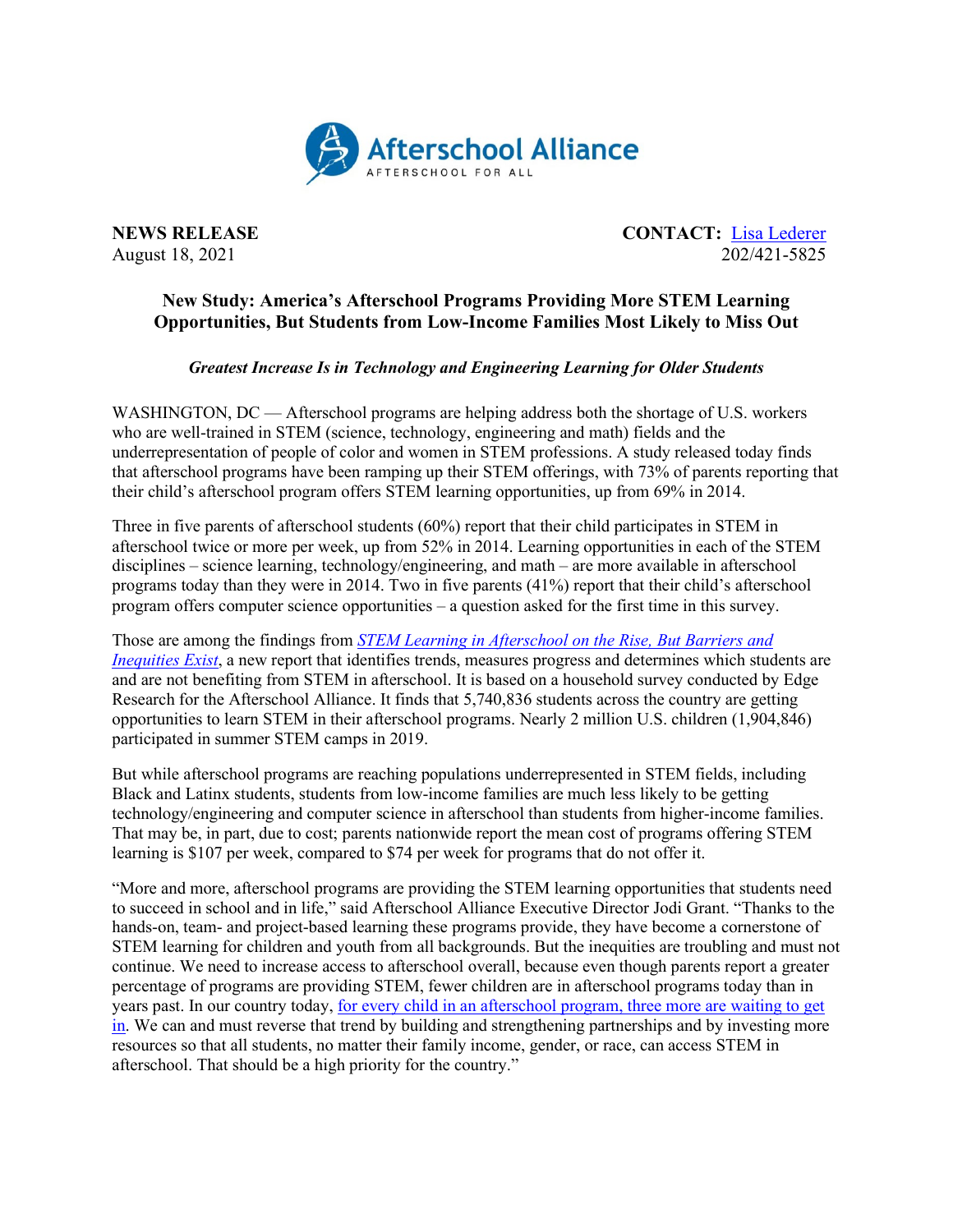Afterschool Alliance
AFTERSCHOOL FOR ALL

**NEWS RELEASE**
August 18, 2021

**CONTACT:** Lisa Lederer
202/421-5825

# New Study: America's Afterschool Programs Providing More STEM Learning Opportunities, But Students from Low-Income Families Most Likely to Miss Out

***Greatest Increase Is in Technology and Engineering Learning for Older Students***

WASHINGTON, DC — Afterschool programs are helping address both the shortage of U.S. workers who are well-trained in STEM (science, technology, engineering and math) fields and the underrepresentation of people of color and women in STEM professions. A study released today finds that afterschool programs have been ramping up their STEM offerings, with 73% of parents reporting that their child's afterschool program offers STEM learning opportunities, up from 69% in 2014.

Three in five parents of afterschool students (60%) report that their child participates in STEM in afterschool twice or more per week, up from 52% in 2014. Learning opportunities in each of the STEM disciplines – science learning, technology/engineering, and math – are more available in afterschool programs today than they were in 2014. Two in five parents (41%) report that their child's afterschool program offers computer science opportunities – a question asked for the first time in this survey.

Those are among the findings from *STEM Learning in Afterschool on the Rise, But Barriers and Inequities Exist*, a new report that identifies trends, measures progress and determines which students are and are not benefiting from STEM in afterschool. It is based on a household survey conducted by Edge Research for the Afterschool Alliance. It finds that 5,740,836 students across the country are getting opportunities to learn STEM in their afterschool programs. Nearly 2 million U.S. children (1,904,846) participated in summer STEM camps in 2019.

But while afterschool programs are reaching populations underrepresented in STEM fields, including Black and Latinx students, students from low-income families are much less likely to be getting technology/engineering and computer science in afterschool than students from higher-income families. That may be, in part, due to cost; parents nationwide report the mean cost of programs offering STEM learning is $107 per week, compared to $74 per week for programs that do not offer it.

"More and more, afterschool programs are providing the STEM learning opportunities that students need to succeed in school and in life," said Afterschool Alliance Executive Director Jodi Grant. "Thanks to the hands-on, team- and project-based learning these programs provide, they have become a cornerstone of STEM learning for children and youth from all backgrounds. But the inequities are troubling and must not continue. We need to increase access to afterschool overall, because even though parents report a greater percentage of programs are providing STEM, fewer children are in afterschool programs today than in years past. In our country today, for every child in an afterschool program, three more are waiting to get in. We can and must reverse that trend by building and strengthening partnerships and by investing more resources so that all students, no matter their family income, gender, or race, can access STEM in afterschool. That should be a high priority for the country."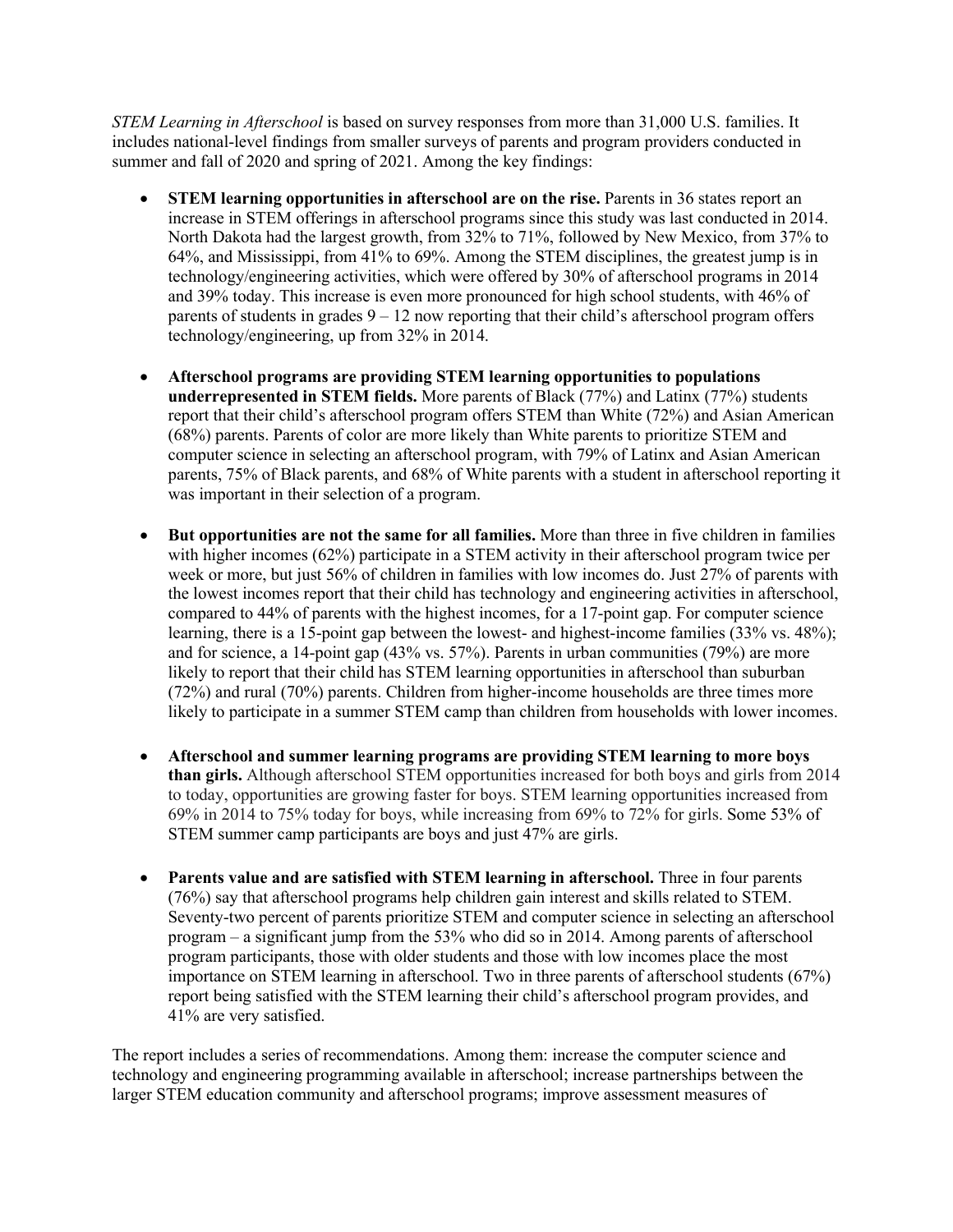*STEM Learning in Afterschool* is based on survey responses from more than 31,000 U.S. families. It includes national-level findings from smaller surveys of parents and program providers conducted in summer and fall of 2020 and spring of 2021. Among the key findings:

- **STEM learning opportunities in afterschool are on the rise.** Parents in 36 states report an increase in STEM offerings in afterschool programs since this study was last conducted in 2014. North Dakota had the largest growth, from 32% to 71%, followed by New Mexico, from 37% to 64%, and Mississippi, from 41% to 69%. Among the STEM disciplines, the greatest jump is in technology/engineering activities, which were offered by 30% of afterschool programs in 2014 and 39% today. This increase is even more pronounced for high school students, with 46% of parents of students in grades 9 – 12 now reporting that their child's afterschool program offers technology/engineering, up from 32% in 2014.

- **Afterschool programs are providing STEM learning opportunities to populations underrepresented in STEM fields.** More parents of Black (77%) and Latinx (77%) students report that their child's afterschool program offers STEM than White (72%) and Asian American (68%) parents. Parents of color are more likely than White parents to prioritize STEM and computer science in selecting an afterschool program, with 79% of Latinx and Asian American parents, 75% of Black parents, and 68% of White parents with a student in afterschool reporting it was important in their selection of a program.

- **But opportunities are not the same for all families.** More than three in five children in families with higher incomes (62%) participate in a STEM activity in their afterschool program twice per week or more, but just 56% of children in families with low incomes do. Just 27% of parents with the lowest incomes report that their child has technology and engineering activities in afterschool, compared to 44% of parents with the highest incomes, for a 17-point gap. For computer science learning, there is a 15-point gap between the lowest- and highest-income families (33% vs. 48%); and for science, a 14-point gap (43% vs. 57%). Parents in urban communities (79%) are more likely to report that their child has STEM learning opportunities in afterschool than suburban (72%) and rural (70%) parents. Children from higher-income households are three times more likely to participate in a summer STEM camp than children from households with lower incomes.

- **Afterschool and summer learning programs are providing STEM learning to more boys than girls.** Although afterschool STEM opportunities increased for both boys and girls from 2014 to today, opportunities are growing faster for boys. STEM learning opportunities increased from 69% in 2014 to 75% today for boys, while increasing from 69% to 72% for girls. Some 53% of STEM summer camp participants are boys and just 47% are girls.

- **Parents value and are satisfied with STEM learning in afterschool.** Three in four parents (76%) say that afterschool programs help children gain interest and skills related to STEM. Seventy-two percent of parents prioritize STEM and computer science in selecting an afterschool program – a significant jump from the 53% who did so in 2014. Among parents of afterschool program participants, those with older students and those with low incomes place the most importance on STEM learning in afterschool. Two in three parents of afterschool students (67%) report being satisfied with the STEM learning their child's afterschool program provides, and 41% are very satisfied.

The report includes a series of recommendations. Among them: increase the computer science and technology and engineering programming available in afterschool; increase partnerships between the larger STEM education community and afterschool programs; improve assessment measures of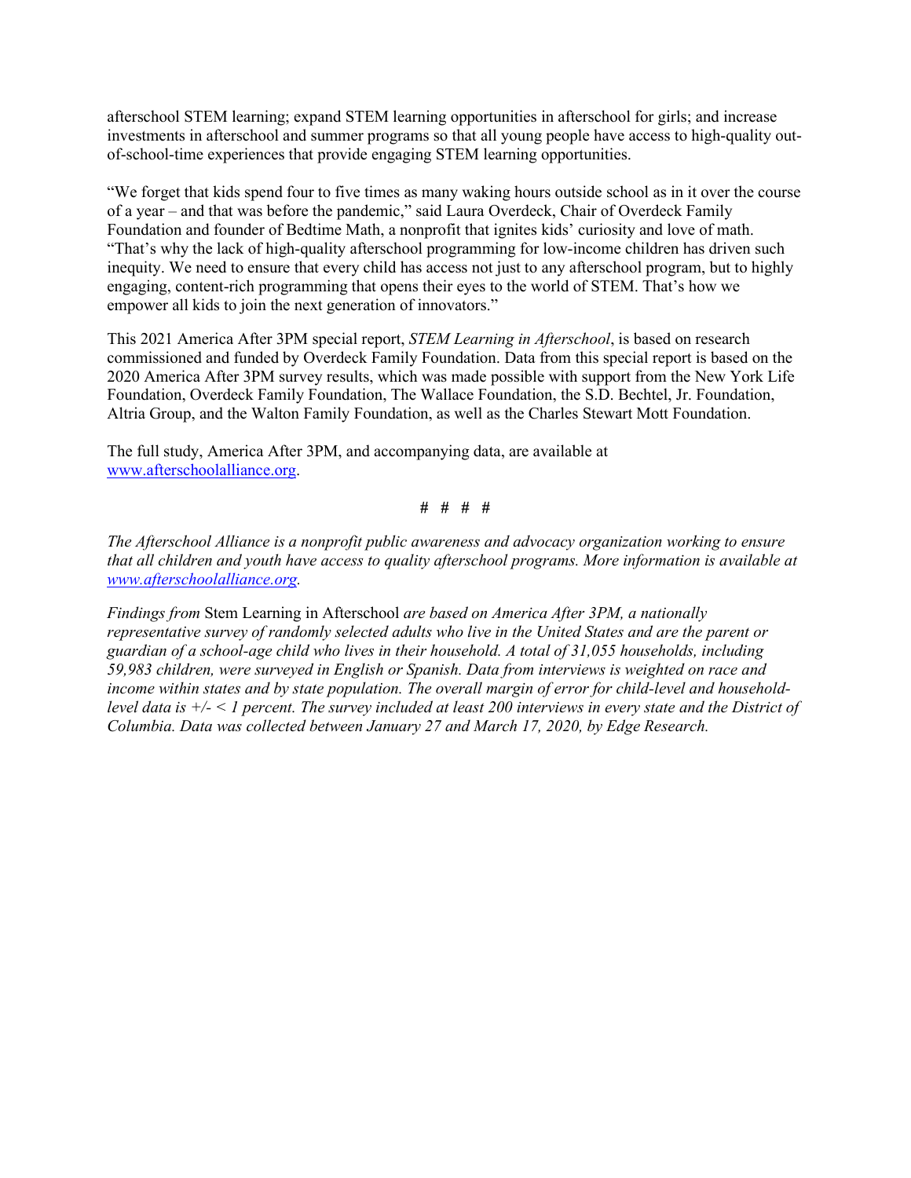afterschool STEM learning; expand STEM learning opportunities in afterschool for girls; and increase investments in afterschool and summer programs so that all young people have access to high-quality out-of-school-time experiences that provide engaging STEM learning opportunities.

"We forget that kids spend four to five times as many waking hours outside school as in it over the course of a year – and that was before the pandemic," said Laura Overdeck, Chair of Overdeck Family Foundation and founder of Bedtime Math, a nonprofit that ignites kids' curiosity and love of math. "That's why the lack of high-quality afterschool programming for low-income children has driven such inequity. We need to ensure that every child has access not just to any afterschool program, but to highly engaging, content-rich programming that opens their eyes to the world of STEM. That's how we empower all kids to join the next generation of innovators."

This 2021 America After 3PM special report, *STEM Learning in Afterschool*, is based on research commissioned and funded by Overdeck Family Foundation. Data from this special report is based on the 2020 America After 3PM survey results, which was made possible with support from the New York Life Foundation, Overdeck Family Foundation, The Wallace Foundation, the S.D. Bechtel, Jr. Foundation, Altria Group, and the Walton Family Foundation, as well as the Charles Stewart Mott Foundation.

The full study, America After 3PM, and accompanying data, are available at [www.afterschoolalliance.org](http://www.afterschoolalliance.org).

# # # #

*The Afterschool Alliance is a nonprofit public awareness and advocacy organization working to ensure that all children and youth have access to quality afterschool programs. More information is available at [www.afterschoolalliance.org](http://www.afterschoolalliance.org).*

*Findings from* Stem Learning in Afterschool *are based on America After 3PM, a nationally representative survey of randomly selected adults who live in the United States and are the parent or guardian of a school-age child who lives in their household. A total of 31,055 households, including 59,983 children, were surveyed in English or Spanish. Data from interviews is weighted on race and income within states and by state population. The overall margin of error for child-level and household-level data is +/- < 1 percent. The survey included at least 200 interviews in every state and the District of Columbia. Data was collected between January 27 and March 17, 2020, by Edge Research.*